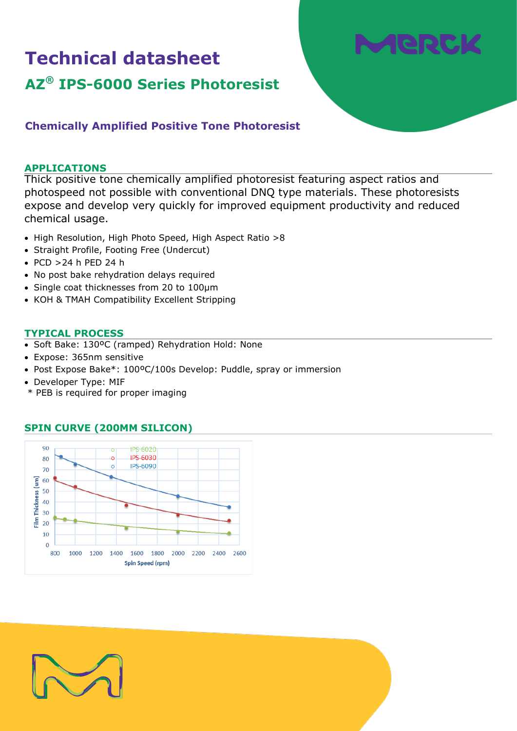# Technical datasheet

## AZ® IPS-6000 Series Photoresist

### Chemically Amplified Positive Tone Photoresist

## APPLICATIONS

Thick positive tone chemically amplified photoresist featuring aspect ratios and photospeed not possible with conventional DNQ type materials. These photoresists expose and develop very quickly for improved equipment productivity and reduced chemical usage.

- High Resolution, High Photo Speed, High Aspect Ratio >8
- Straight Profile, Footing Free (Undercut)
- PCD >24 h PED 24 h
- No post bake rehydration delays required
- Single coat thicknesses from 20 to 100µm
- KOH & TMAH Compatibility Excellent Stripping

## TYPICAL PROCESS

- Soft Bake: 130ºC (ramped) Rehydration Hold: None
- Expose: 365nm sensitive
- Post Expose Bake*: 100ºC/100s Develop: Puddle, spray or immersion
- Developer Type: MIF

\* PEB is required for proper imaging

## SPIN CURVE (200MM SILICON)

Film Thickness (um) vs. Spin Speed (rpm)

Legend: IPS-6020, IPS-6030, IPS-6090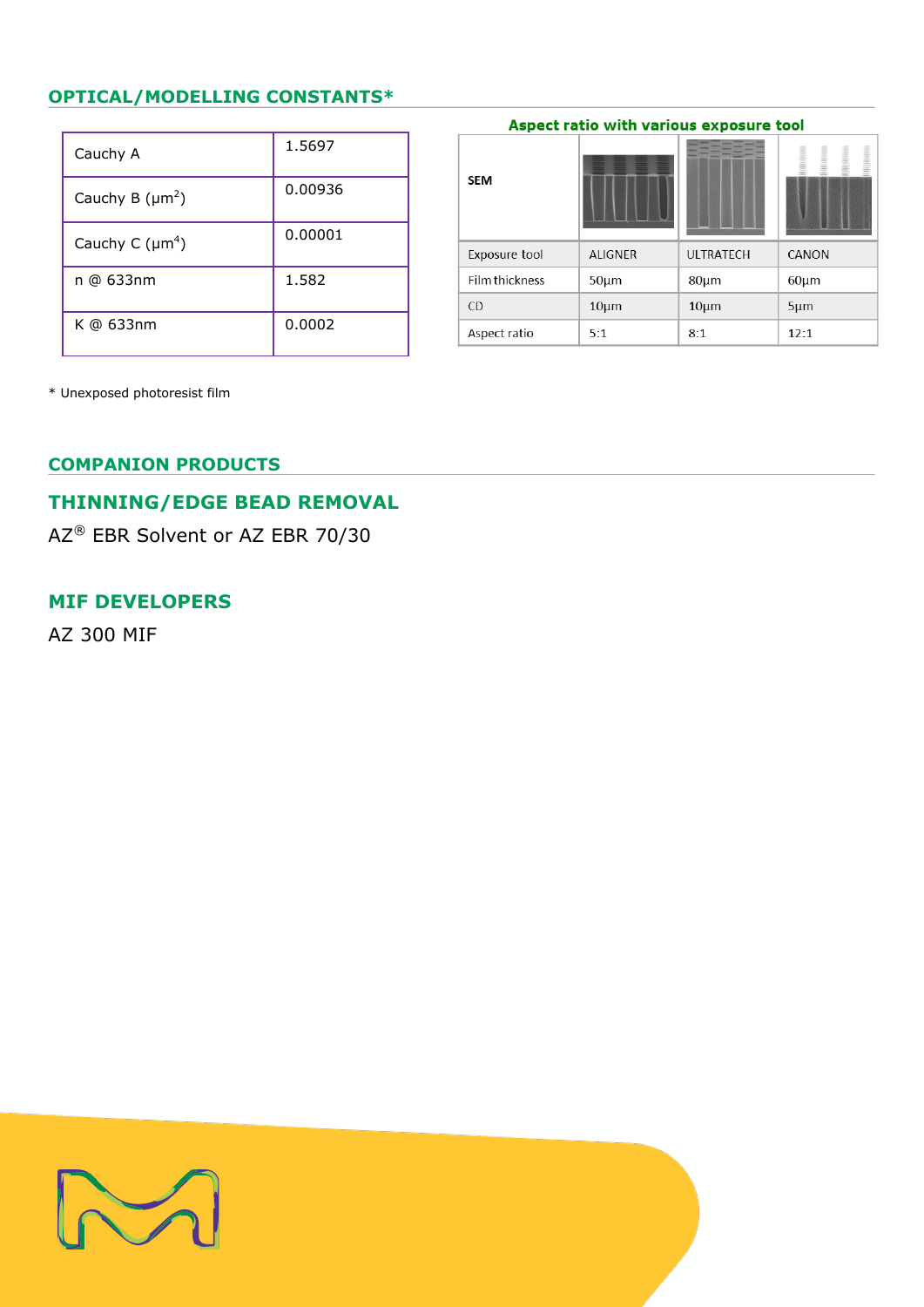## OPTICAL/MODELLING CONSTANTS*

| | |
|---|---|
| Cauchy A | 1.5697 |
| Cauchy B ($\mu m^2$) | 0.00936 |
| Cauchy C ($\mu m^4$) | 0.00001 |
| n @ 633nm | 1.582 |
| K @ 633nm | 0.0002 |

**Aspect ratio with various exposure tool**

| SEM | | | |
|---|---|---|---|
| Exposure tool | ALIGNER | ULTRATECH | CANON |
| Film thickness | 50µm | 80µm | 60µm |
| CD | 10µm | 10µm | 5µm |
| Aspect ratio | 5:1 | 8:1 | 12:1 |

* Unexposed photoresist film

## COMPANION PRODUCTS

## THINNING/EDGE BEAD REMOVAL

AZ® EBR Solvent or AZ EBR 70/30

## MIF DEVELOPERS

AZ 300 MIF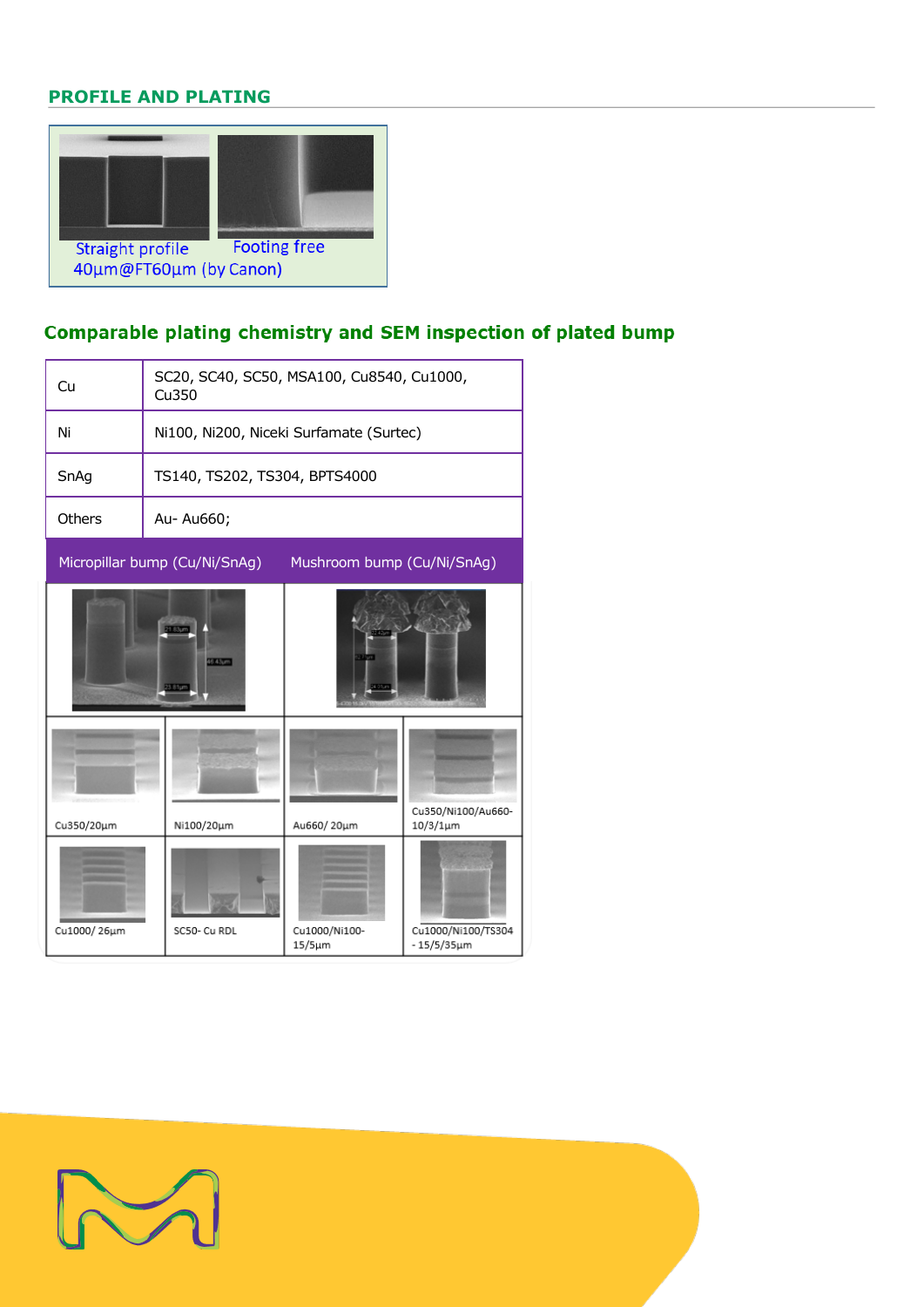## PROFILE AND PLATING

Straight profile    Footing free

40µm@FT60µm (by Canon)

### Comparable plating chemistry and SEM inspection of plated bump

| Cu | SC20, SC40, SC50, MSA100, Cu8540, Cu1000, Cu350 |
|---|---|
| Ni | Ni100, Ni200, Niceki Surfamate (Surtec) |
| SnAg | TS140, TS202, TS304, BPTS4000 |
| Others | Au- Au660; |

| Micropillar bump (Cu/Ni/SnAg) | | Mushroom bump (Cu/Ni/SnAg) | |
|---|---|---|---|
| Cu350/20µm | Ni100/20µm | Au660/ 20µm | Cu350/Ni100/Au660-10/3/1µm |
| Cu1000/ 26µm | SC50- Cu RDL | Cu1000/Ni100-15/5µm | Cu1000/Ni100/TS304 - 15/5/35µm |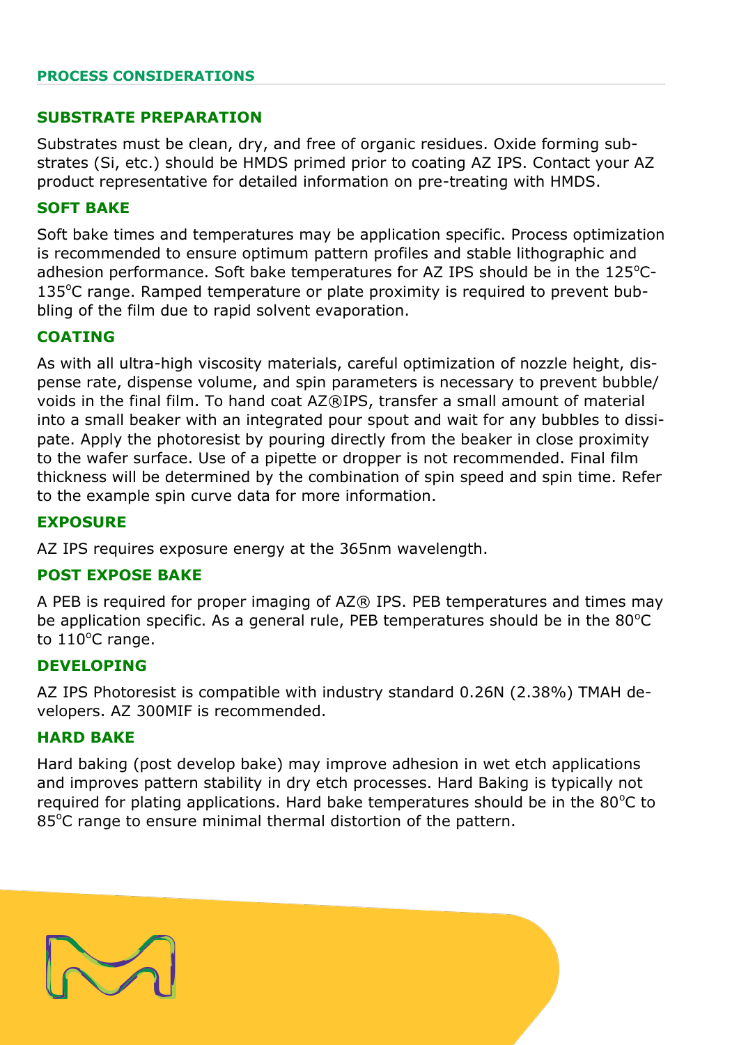## PROCESS CONSIDERATIONS

### SUBSTRATE PREPARATION

Substrates must be clean, dry, and free of organic residues. Oxide forming substrates (Si, etc.) should be HMDS primed prior to coating AZ IPS. Contact your AZ product representative for detailed information on pre-treating with HMDS.

### SOFT BAKE

Soft bake times and temperatures may be application specific. Process optimization is recommended to ensure optimum pattern profiles and stable lithographic and adhesion performance. Soft bake temperatures for AZ IPS should be in the 125°C-135°C range. Ramped temperature or plate proximity is required to prevent bubbling of the film due to rapid solvent evaporation.

### COATING

As with all ultra-high viscosity materials, careful optimization of nozzle height, dispense rate, dispense volume, and spin parameters is necessary to prevent bubble/voids in the final film. To hand coat AZ®IPS, transfer a small amount of material into a small beaker with an integrated pour spout and wait for any bubbles to dissipate. Apply the photoresist by pouring directly from the beaker in close proximity to the wafer surface. Use of a pipette or dropper is not recommended. Final film thickness will be determined by the combination of spin speed and spin time. Refer to the example spin curve data for more information.

### EXPOSURE

AZ IPS requires exposure energy at the 365nm wavelength.

### POST EXPOSE BAKE

A PEB is required for proper imaging of AZ® IPS. PEB temperatures and times may be application specific. As a general rule, PEB temperatures should be in the 80°C to 110°C range.

### DEVELOPING

AZ IPS Photoresist is compatible with industry standard 0.26N (2.38%) TMAH developers. AZ 300MIF is recommended.

### HARD BAKE

Hard baking (post develop bake) may improve adhesion in wet etch applications and improves pattern stability in dry etch processes. Hard Baking is typically not required for plating applications. Hard bake temperatures should be in the 80°C to 85°C range to ensure minimal thermal distortion of the pattern.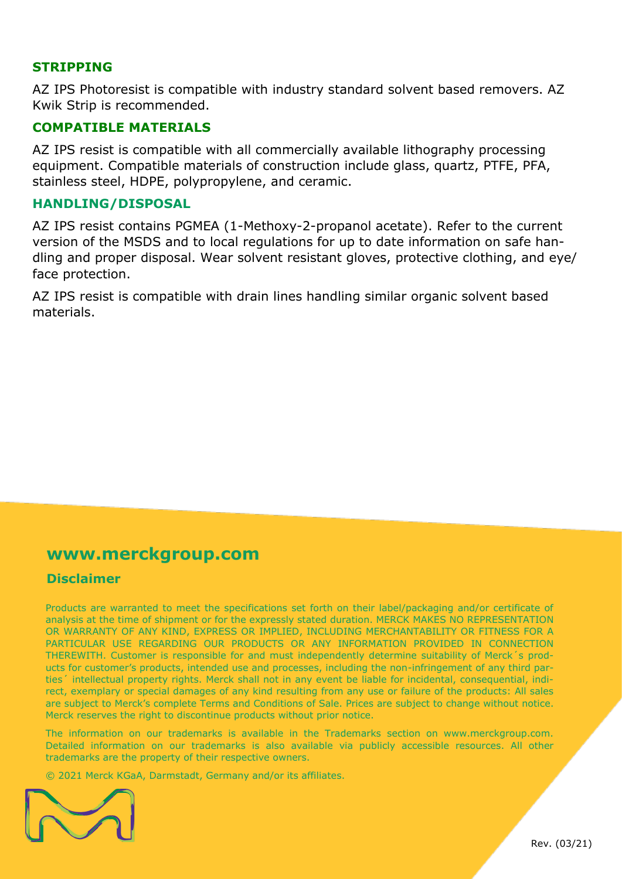## STRIPPING

AZ IPS Photoresist is compatible with industry standard solvent based removers. AZ Kwik Strip is recommended.

## COMPATIBLE MATERIALS

AZ IPS resist is compatible with all commercially available lithography processing equipment. Compatible materials of construction include glass, quartz, PTFE, PFA, stainless steel, HDPE, polypropylene, and ceramic.

## HANDLING/DISPOSAL

AZ IPS resist contains PGMEA (1-Methoxy-2-propanol acetate). Refer to the current version of the MSDS and to local regulations for up to date information on safe handling and proper disposal. Wear solvent resistant gloves, protective clothing, and eye/face protection.

AZ IPS resist is compatible with drain lines handling similar organic solvent based materials.

## www.merckgroup.com

### Disclaimer

Products are warranted to meet the specifications set forth on their label/packaging and/or certificate of analysis at the time of shipment or for the expressly stated duration. MERCK MAKES NO REPRESENTATION OR WARRANTY OF ANY KIND, EXPRESS OR IMPLIED, INCLUDING MERCHANTABILITY OR FITNESS FOR A PARTICULAR USE REGARDING OUR PRODUCTS OR ANY INFORMATION PROVIDED IN CONNECTION THEREWITH. Customer is responsible for and must independently determine suitability of Merck´s products for customer's products, intended use and processes, including the non-infringement of any third parties´ intellectual property rights. Merck shall not in any event be liable for incidental, consequential, indirect, exemplary or special damages of any kind resulting from any use or failure of the products: All sales are subject to Merck's complete Terms and Conditions of Sale. Prices are subject to change without notice. Merck reserves the right to discontinue products without prior notice.

The information on our trademarks is available in the Trademarks section on www.merckgroup.com. Detailed information on our trademarks is also available via publicly accessible resources. All other trademarks are the property of their respective owners.

© 2021 Merck KGaA, Darmstadt, Germany and/or its affiliates.

Rev. (03/21)